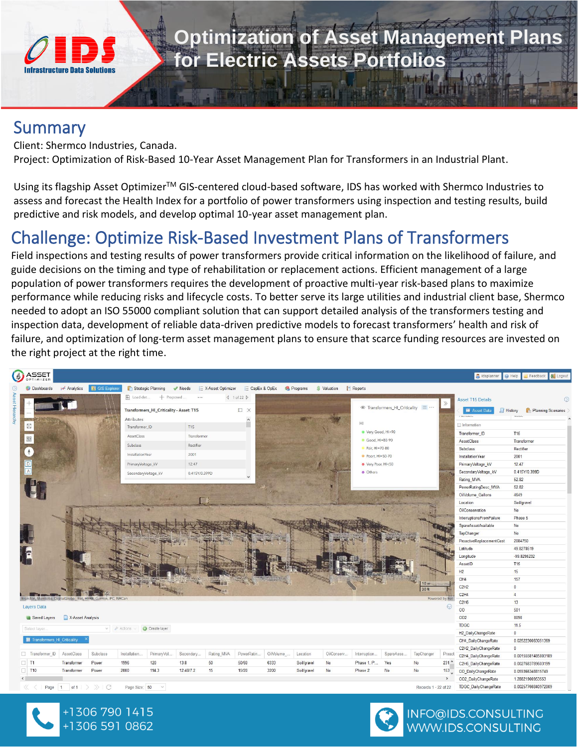# Optimization of Asset Management Plans for Electric Assets Portfolios

## Summary

Client: Shermco Industries, Canada.
Project: Optimization of Risk-Based 10-Year Asset Management Plan for Transformers in an Industrial Plant.

Using its flagship Asset Optimizer$^{TM}$ GIS-centered cloud-based software, IDS has worked with Shermco Industries to assess and forecast the Health Index for a portfolio of power transformers using inspection and testing results, build predictive and risk models, and develop optimal 10-year asset management plan.

## Challenge: Optimize Risk-Based Investment Plans of Transformers

Field inspections and testing results of power transformers provide critical information on the likelihood of failure, and guide decisions on the timing and type of rehabilitation or replacement actions. Efficient management of a large population of power transformers requires the development of proactive multi-year risk-based plans to maximize performance while reducing risks and lifecycle costs. To better serve its large utilities and industrial client base, Shermco needed to adopt an ISO 55000 compliant solution that can support detailed analysis of the transformers testing and inspection data, development of reliable data-driven predictive models to forecast transformers' health and risk of failure, and optimization of long-term asset management plans to ensure that scarce funding resources are invested on the right project at the right time.

+1306 790 1415
+1306 591 0862

INFO@IDS.CONSULTING
WWW.IDS.CONSULTING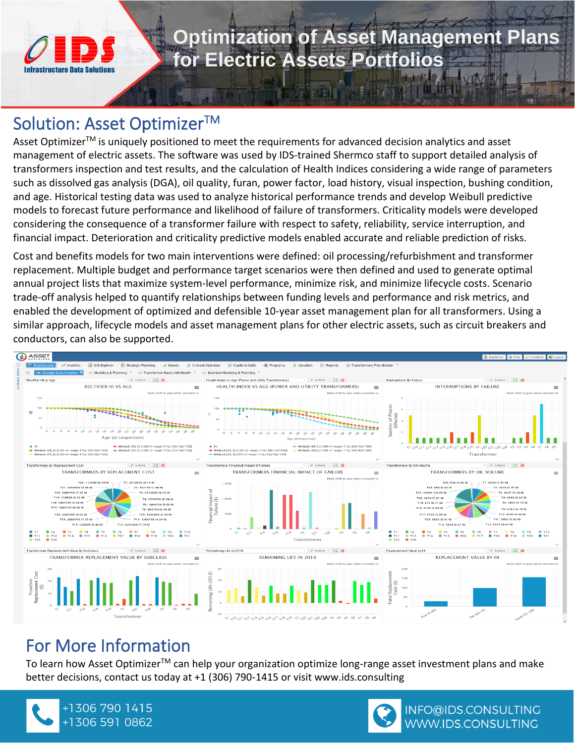# Optimization of Asset Management Plans for Electric Assets Portfolios

## Solution: Asset Optimizer™

Asset Optimizer™ is uniquely positioned to meet the requirements for advanced decision analytics and asset management of electric assets. The software was used by IDS-trained Shermco staff to support detailed analysis of transformers inspection and test results, and the calculation of Health Indices considering a wide range of parameters such as dissolved gas analysis (DGA), oil quality, furan, power factor, load history, visual inspection, bushing condition, and age. Historical testing data was used to analyze historical performance trends and develop Weibull predictive models to forecast future performance and likelihood of failure of transformers. Criticality models were developed considering the consequence of a transformer failure with respect to safety, reliability, service interruption, and financial impact. Deterioration and criticality predictive models enabled accurate and reliable prediction of risks.

Cost and benefits models for two main interventions were defined: oil processing/refurbishment and transformer replacement. Multiple budget and performance target scenarios were then defined and used to generate optimal annual project lists that maximize system-level performance, minimize risk, and minimize lifecycle costs. Scenario trade-off analysis helped to quantify relationships between funding levels and performance and risk metrics, and enabled the development of optimized and defensible 10-year asset management plan for all transformers. Using a similar approach, lifecycle models and asset management plans for other electric assets, such as circuit breakers and conductors, can also be supported.

## For More Information

To learn how Asset Optimizer™ can help your organization optimize long-range asset investment plans and make better decisions, contact us today at +1 (306) 790-1415 or visit www.ids.consulting

+1306 790 1415
+1306 591 0862

INFO@IDS.CONSULTING
WWW.IDS.CONSULTING